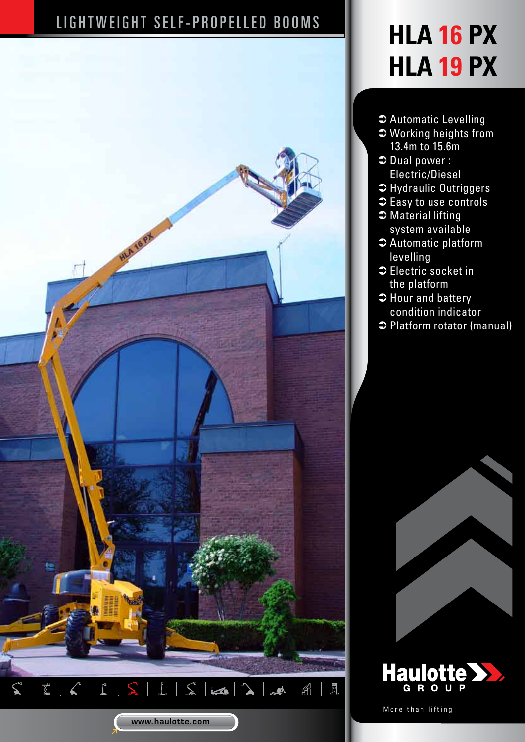LIGHTWEIGHT SELF-PROPELLED BOOMS

# HLA 16 PX
# HLA 19 PX

- Automatic Levelling
- Working heights from 13.4m to 15.6m
- Dual power : Electric/Diesel
- Hydraulic Outriggers
- Easy to use controls
- Material lifting system available
- Automatic platform levelling
- Electric socket in the platform
- Hour and battery condition indicator
- Platform rotator (manual)

Haulotte GROUP

More than lifting

www.haulotte.com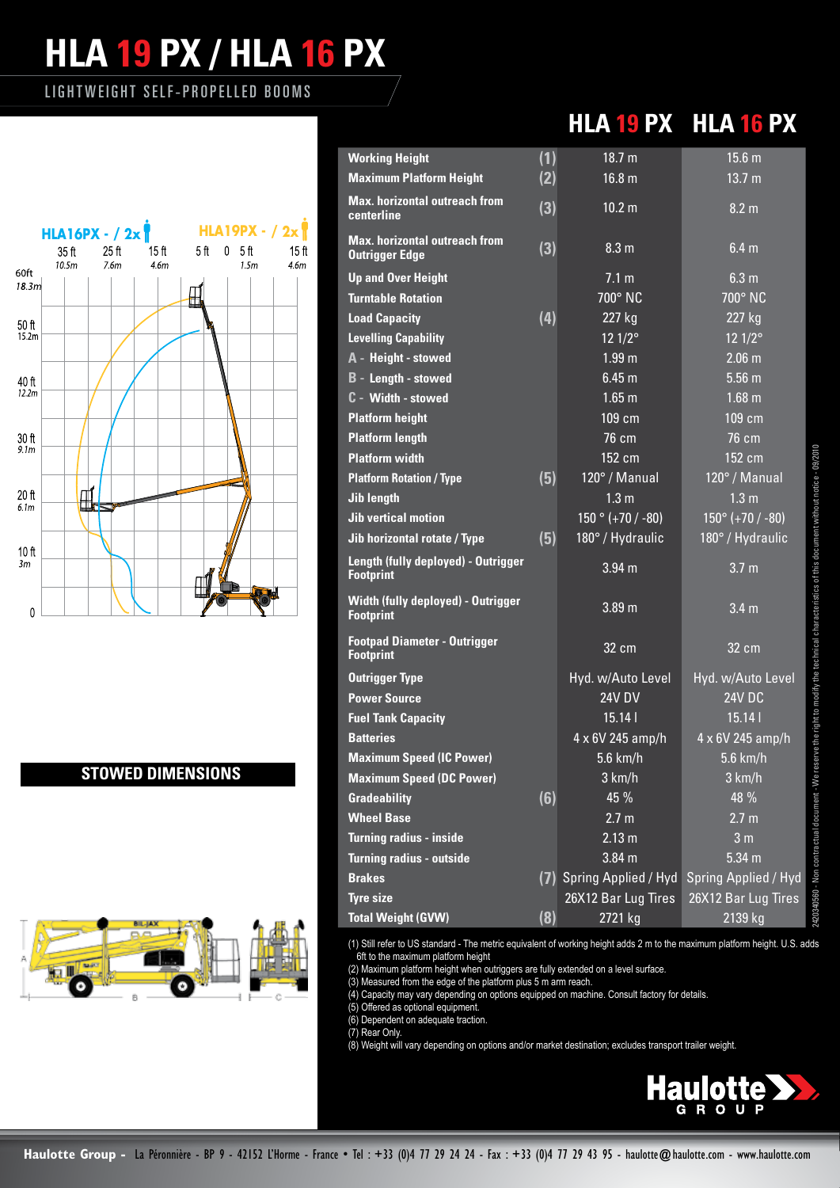# HLA 19 PX / HLA 16 PX

LIGHTWEIGHT SELF-PROPELLED BOOMS

HLA16PX - / 2x
HLA19PX - / 2x
35 ft 10.5m
25 ft 7.6m
15 ft 4.6m
5 ft
0
5 ft 1.5m
15 ft 4.6m
60ft 18.3m
50 ft 15.2m
40 ft 12.2m
30 ft 9.1m
20 ft 6.1m
10 ft 3m
0

## STOWED DIMENSIONS

A
B
C

| | | HLA 19 PX | HLA 16 PX |
|---|---|---|---|
| Working Height | (1) | 18.7 m | 15.6 m |
| Maximum Platform Height | (2) | 16.8 m | 13.7 m |
| Max. horizontal outreach from centerline | (3) | 10.2 m | 8.2 m |
| Max. horizontal outreach from Outrigger Edge | (3) | 8.3 m | 6.4 m |
| Up and Over Height | | 7.1 m | 6.3 m |
| Turntable Rotation | | 700° NC | 700° NC |
| Load Capacity | (4) | 227 kg | 227 kg |
| Levelling Capability | | 12 1/2° | 12 1/2° |
| A - Height - stowed | | 1.99 m | 2.06 m |
| B - Length - stowed | | 6.45 m | 5.56 m |
| C - Width - stowed | | 1.65 m | 1.68 m |
| Platform height | | 109 cm | 109 cm |
| Platform length | | 76 cm | 76 cm |
| Platform width | | 152 cm | 152 cm |
| Platform Rotation / Type | (5) | 120° / Manual | 120° / Manual |
| Jib length | | 1.3 m | 1.3 m |
| Jib vertical motion | | 150 ° (+70 / -80) | 150° (+70 / -80) |
| Jib horizontal rotate / Type | (5) | 180° / Hydraulic | 180° / Hydraulic |
| Length (fully deployed) - Outrigger Footprint | | 3.94 m | 3.7 m |
| Width (fully deployed) - Outrigger Footprint | | 3.89 m | 3.4 m |
| Footpad Diameter - Outrigger Footprint | | 32 cm | 32 cm |
| Outrigger Type | | Hyd. w/Auto Level | Hyd. w/Auto Level |
| Power Source | | 24V DV | 24V DC |
| Fuel Tank Capacity | | 15.14 l | 15.14 l |
| Batteries | | 4 x 6V 245 amp/h | 4 x 6V 245 amp/h |
| Maximum Speed (IC Power) | | 5.6 km/h | 5.6 km/h |
| Maximum Speed (DC Power) | | 3 km/h | 3 km/h |
| Gradeability | (6) | 45 % | 48 % |
| Wheel Base | | 2.7 m | 2.7 m |
| Turning radius - inside | | 2.13 m | 3 m |
| Turning radius - outside | | 3.84 m | 5.34 m |
| Brakes | (7) | Spring Applied / Hyd | Spring Applied / Hyd |
| Tyre size | | 26X12 Bar Lug Tires | 26X12 Bar Lug Tires |
| Total Weight (GVW) | (8) | 2721 kg | 2139 kg |

(1) Still refer to US standard - The metric equivalent of working height adds 2 m to the maximum platform height. U.S. adds 6ft to the maximum platform height
(2) Maximum platform height when outriggers are fully extended on a level surface.
(3) Measured from the edge of the platform plus 5 m arm reach.
(4) Capacity may vary depending on options equipped on machine. Consult factory for details.
(5) Offered as optional equipment.
(6) Dependent on adequate traction.
(7) Rear Only.
(8) Weight will vary depending on options and/or market destination; excludes transport trailer weight.

2420340560 - Non contractual document - We reserve the right to modify the technical characteristics of this document without notice - 09/2010

Haulotte GROUP

Haulotte Group - La Péronnière - BP 9 - 42152 L'Horme - France • Tel : +33 (0)4 77 29 24 24 - Fax : +33 (0)4 77 29 43 95 - haulotte@haulotte.com - www.haulotte.com